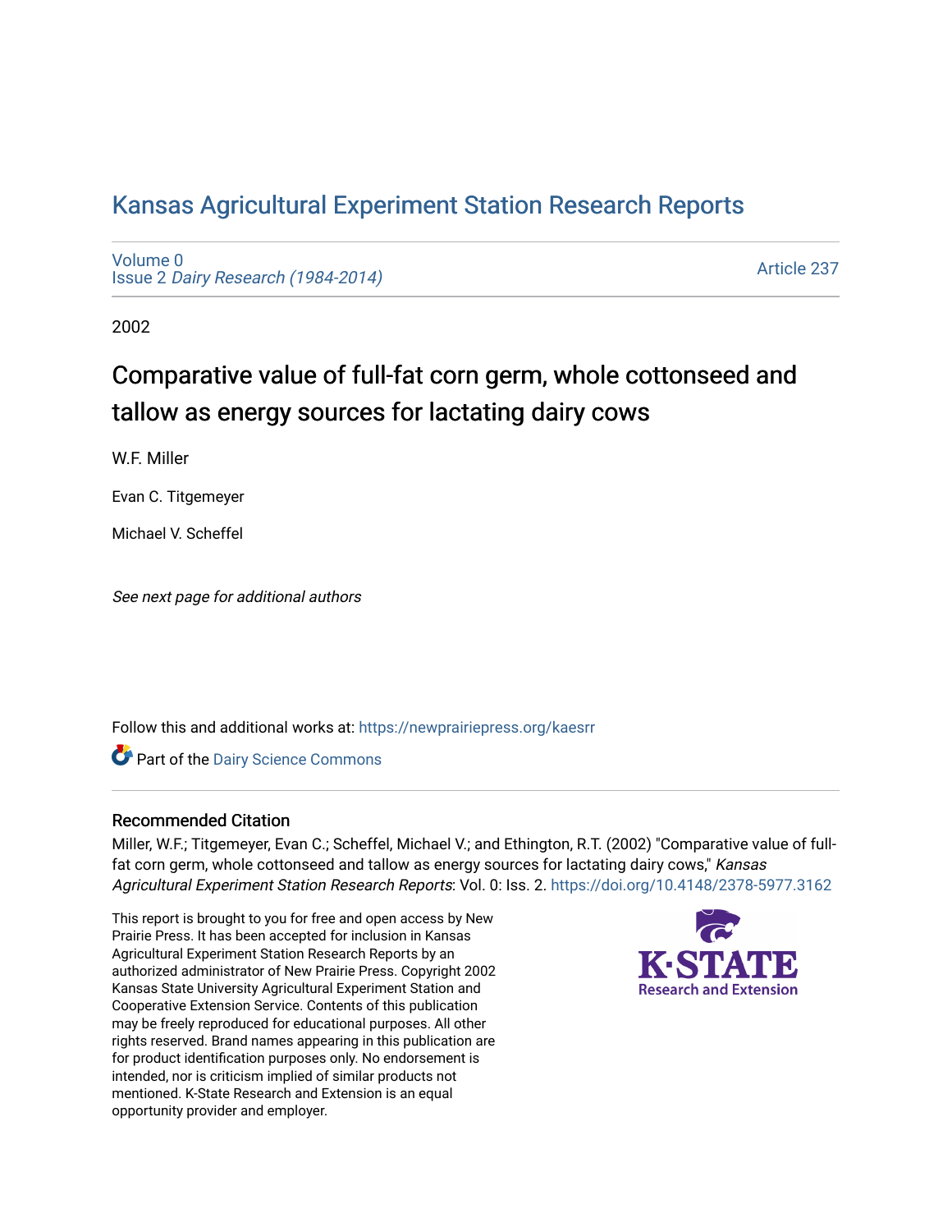# Kansas Agricultural Experiment Station Research Reports

Volume 0
Issue 2 *Dairy Research (1984-2014)*

Article 237

2002

## Comparative value of full-fat corn germ, whole cottonseed and tallow as energy sources for lactating dairy cows

W.F. Miller

Evan C. Titgemeyer

Michael V. Scheffel

*See next page for additional authors*

Follow this and additional works at: https://newprairiepress.org/kaesrr

Part of the Dairy Science Commons

### Recommended Citation

Miller, W.F.; Titgemeyer, Evan C.; Scheffel, Michael V.; and Ethington, R.T. (2002) "Comparative value of full-fat corn germ, whole cottonseed and tallow as energy sources for lactating dairy cows," *Kansas Agricultural Experiment Station Research Reports*: Vol. 0: Iss. 2. https://doi.org/10.4148/2378-5977.3162

This report is brought to you for free and open access by New Prairie Press. It has been accepted for inclusion in Kansas Agricultural Experiment Station Research Reports by an authorized administrator of New Prairie Press. Copyright 2002 Kansas State University Agricultural Experiment Station and Cooperative Extension Service. Contents of this publication may be freely reproduced for educational purposes. All other rights reserved. Brand names appearing in this publication are for product identification purposes only. No endorsement is intended, nor is criticism implied of similar products not mentioned. K-State Research and Extension is an equal opportunity provider and employer.

K-STATE Research and Extension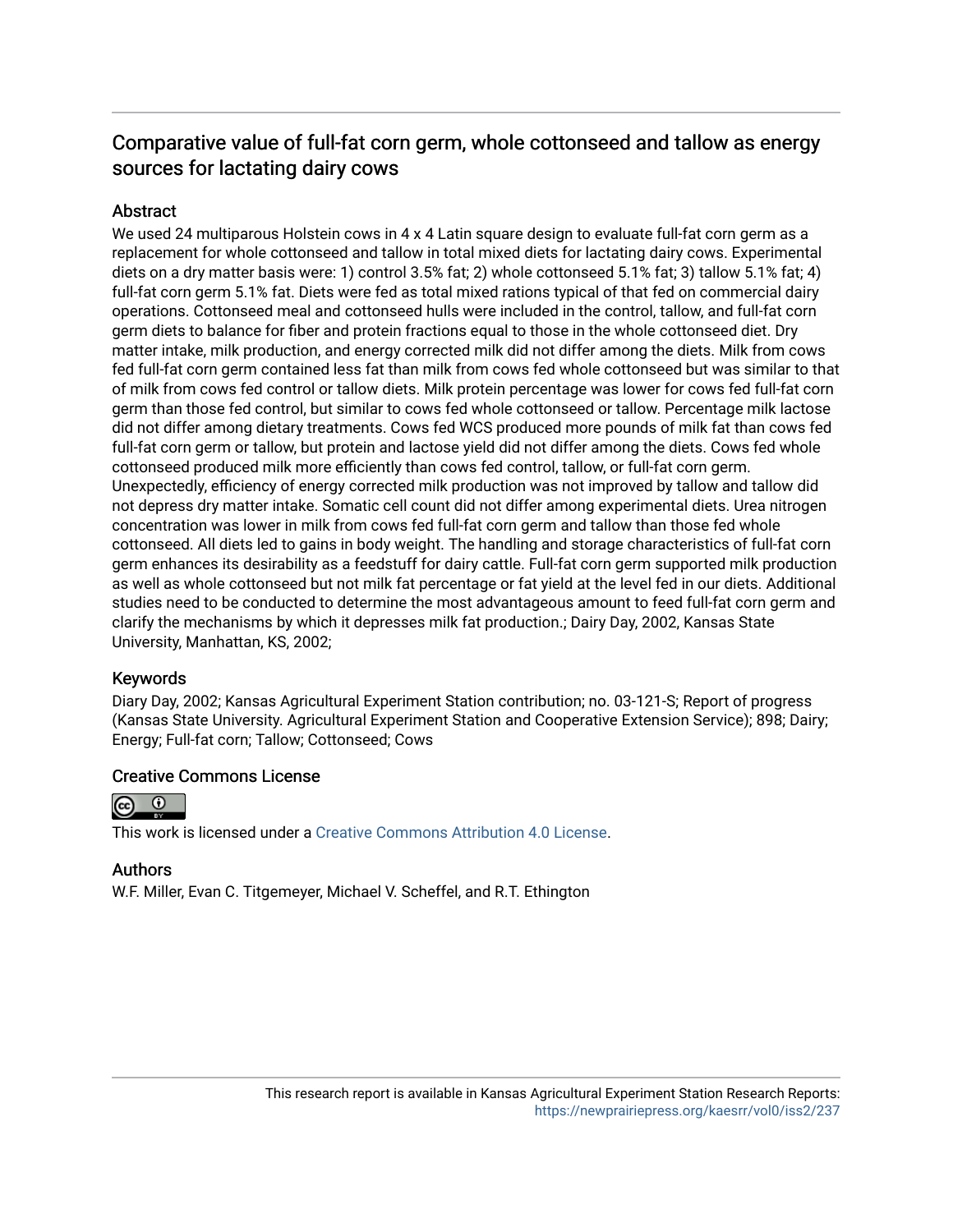# Comparative value of full-fat corn germ, whole cottonseed and tallow as energy sources for lactating dairy cows

## Abstract

We used 24 multiparous Holstein cows in 4 x 4 Latin square design to evaluate full-fat corn germ as a replacement for whole cottonseed and tallow in total mixed diets for lactating dairy cows. Experimental diets on a dry matter basis were: 1) control 3.5% fat; 2) whole cottonseed 5.1% fat; 3) tallow 5.1% fat; 4) full-fat corn germ 5.1% fat. Diets were fed as total mixed rations typical of that fed on commercial dairy operations. Cottonseed meal and cottonseed hulls were included in the control, tallow, and full-fat corn germ diets to balance for fiber and protein fractions equal to those in the whole cottonseed diet. Dry matter intake, milk production, and energy corrected milk did not differ among the diets. Milk from cows fed full-fat corn germ contained less fat than milk from cows fed whole cottonseed but was similar to that of milk from cows fed control or tallow diets. Milk protein percentage was lower for cows fed full-fat corn germ than those fed control, but similar to cows fed whole cottonseed or tallow. Percentage milk lactose did not differ among dietary treatments. Cows fed WCS produced more pounds of milk fat than cows fed full-fat corn germ or tallow, but protein and lactose yield did not differ among the diets. Cows fed whole cottonseed produced milk more efficiently than cows fed control, tallow, or full-fat corn germ. Unexpectedly, efficiency of energy corrected milk production was not improved by tallow and tallow did not depress dry matter intake. Somatic cell count did not differ among experimental diets. Urea nitrogen concentration was lower in milk from cows fed full-fat corn germ and tallow than those fed whole cottonseed. All diets led to gains in body weight. The handling and storage characteristics of full-fat corn germ enhances its desirability as a feedstuff for dairy cattle. Full-fat corn germ supported milk production as well as whole cottonseed but not milk fat percentage or fat yield at the level fed in our diets. Additional studies need to be conducted to determine the most advantageous amount to feed full-fat corn germ and clarify the mechanisms by which it depresses milk fat production.; Dairy Day, 2002, Kansas State University, Manhattan, KS, 2002;

## Keywords

Diary Day, 2002; Kansas Agricultural Experiment Station contribution; no. 03-121-S; Report of progress (Kansas State University. Agricultural Experiment Station and Cooperative Extension Service); 898; Dairy; Energy; Full-fat corn; Tallow; Cottonseed; Cows

## Creative Commons License

This work is licensed under a Creative Commons Attribution 4.0 License.

## Authors

W.F. Miller, Evan C. Titgemeyer, Michael V. Scheffel, and R.T. Ethington

This research report is available in Kansas Agricultural Experiment Station Research Reports: https://newprairiepress.org/kaesrr/vol0/iss2/237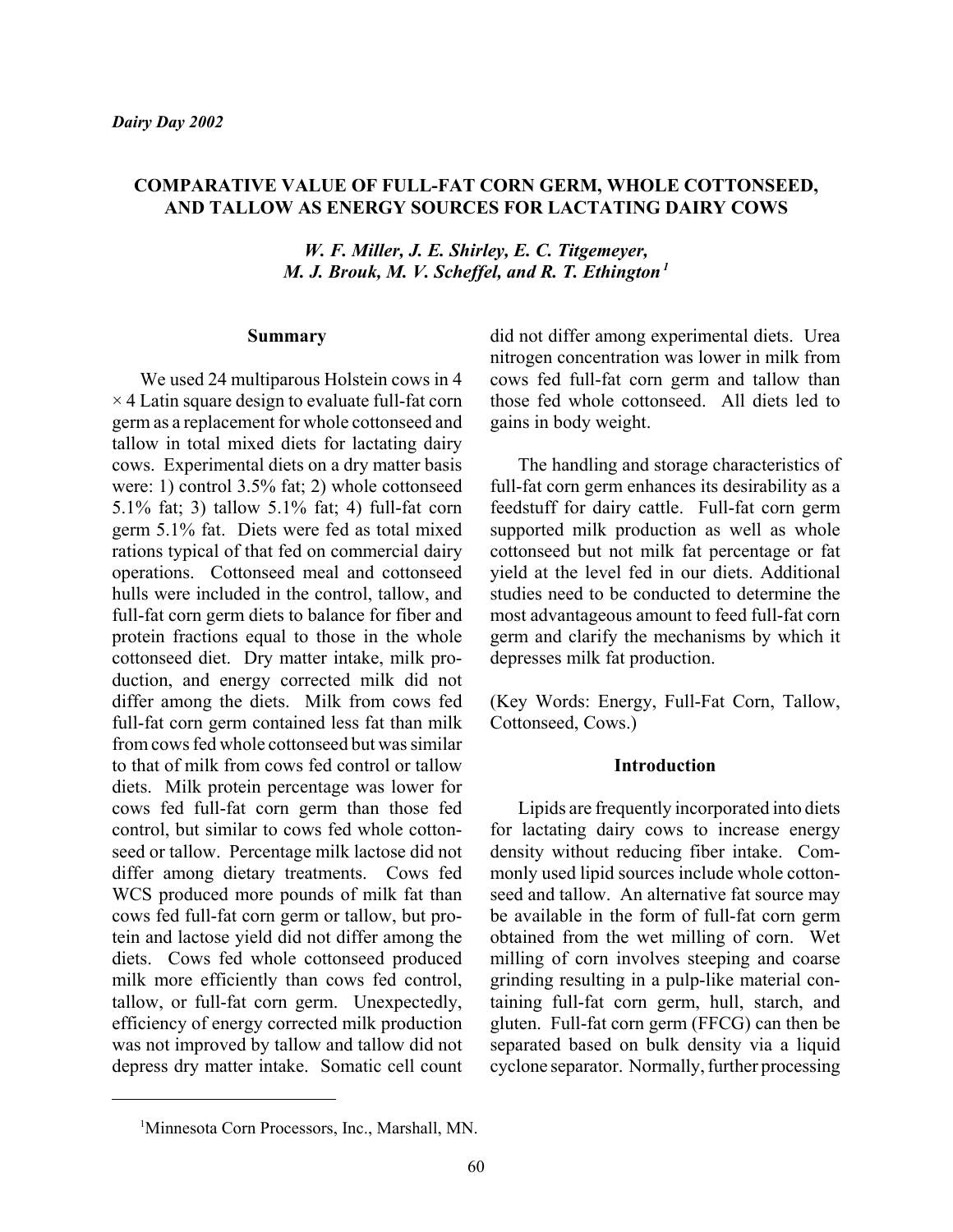# COMPARATIVE VALUE OF FULL-FAT CORN GERM, WHOLE COTTONSEED, AND TALLOW AS ENERGY SOURCES FOR LACTATING DAIRY COWS

*W. F. Miller, J. E. Shirley, E. C. Titgemeyer, M. J. Brouk, M. V. Scheffel, and R. T. Ethington [1]*

## Summary

We used 24 multiparous Holstein cows in 4 × 4 Latin square design to evaluate full-fat corn germ as a replacement for whole cottonseed and tallow in total mixed diets for lactating dairy cows. Experimental diets on a dry matter basis were: 1) control 3.5% fat; 2) whole cottonseed 5.1% fat; 3) tallow 5.1% fat; 4) full-fat corn germ 5.1% fat. Diets were fed as total mixed rations typical of that fed on commercial dairy operations. Cottonseed meal and cottonseed hulls were included in the control, tallow, and full-fat corn germ diets to balance for fiber and protein fractions equal to those in the whole cottonseed diet. Dry matter intake, milk production, and energy corrected milk did not differ among the diets. Milk from cows fed full-fat corn germ contained less fat than milk from cows fed whole cottonseed but was similar to that of milk from cows fed control or tallow diets. Milk protein percentage was lower for cows fed full-fat corn germ than those fed control, but similar to cows fed whole cottonseed or tallow. Percentage milk lactose did not differ among dietary treatments. Cows fed WCS produced more pounds of milk fat than cows fed full-fat corn germ or tallow, but protein and lactose yield did not differ among the diets. Cows fed whole cottonseed produced milk more efficiently than cows fed control, tallow, or full-fat corn germ. Unexpectedly, efficiency of energy corrected milk production was not improved by tallow and tallow did not depress dry matter intake. Somatic cell count did not differ among experimental diets. Urea nitrogen concentration was lower in milk from cows fed full-fat corn germ and tallow than those fed whole cottonseed. All diets led to gains in body weight.

The handling and storage characteristics of full-fat corn germ enhances its desirability as a feedstuff for dairy cattle. Full-fat corn germ supported milk production as well as whole cottonseed but not milk fat percentage or fat yield at the level fed in our diets. Additional studies need to be conducted to determine the most advantageous amount to feed full-fat corn germ and clarify the mechanisms by which it depresses milk fat production.

(Key Words: Energy, Full-Fat Corn, Tallow, Cottonseed, Cows.)

## Introduction

Lipids are frequently incorporated into diets for lactating dairy cows to increase energy density without reducing fiber intake. Commonly used lipid sources include whole cottonseed and tallow. An alternative fat source may be available in the form of full-fat corn germ obtained from the wet milling of corn. Wet milling of corn involves steeping and coarse grinding resulting in a pulp-like material containing full-fat corn germ, hull, starch, and gluten. Full-fat corn germ (FFCG) can then be separated based on bulk density via a liquid cyclone separator. Normally, further processing

[1] Minnesota Corn Processors, Inc., Marshall, MN.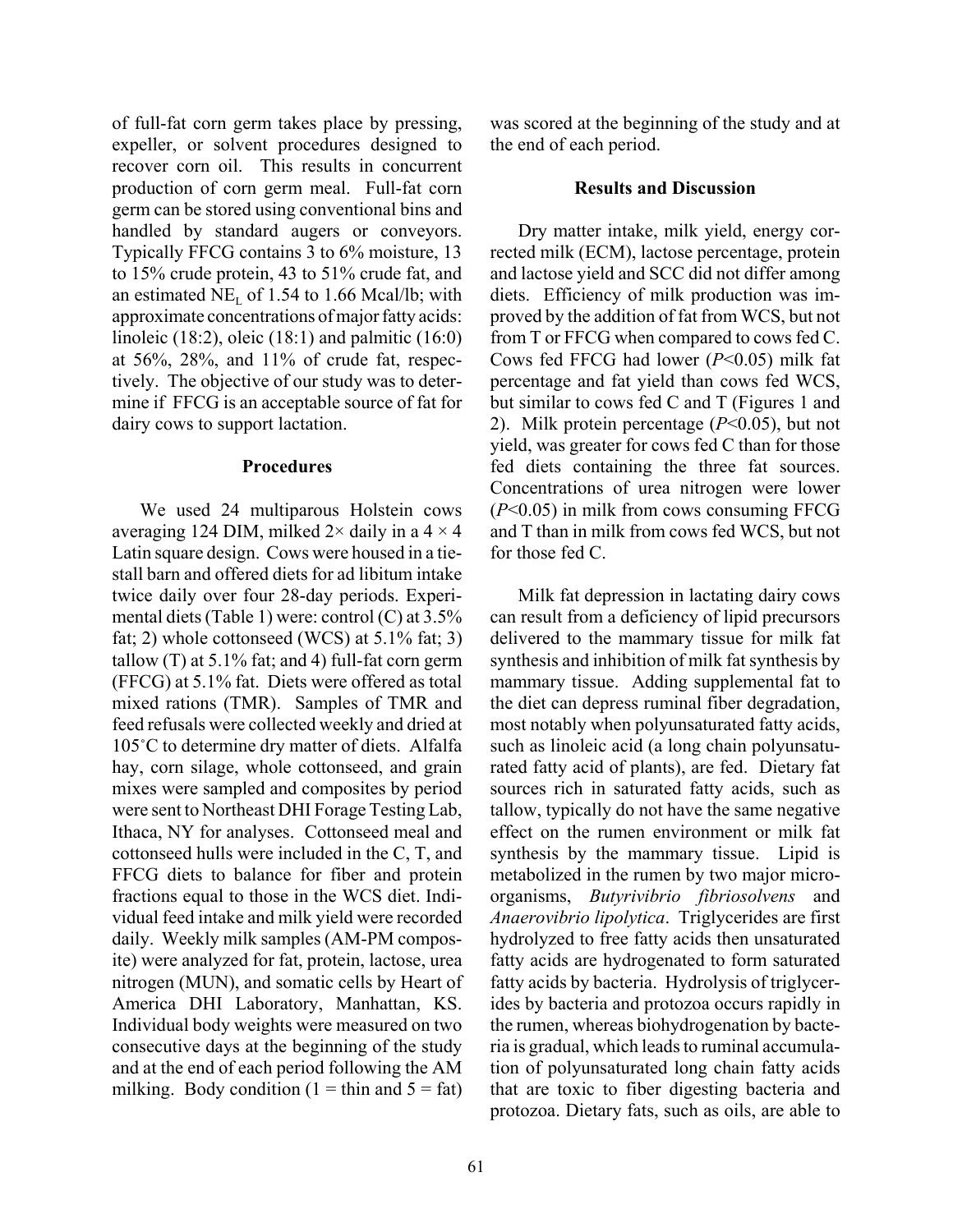of full-fat corn germ takes place by pressing, expeller, or solvent procedures designed to recover corn oil. This results in concurrent production of corn germ meal. Full-fat corn germ can be stored using conventional bins and handled by standard augers or conveyors. Typically FFCG contains 3 to 6% moisture, 13 to 15% crude protein, 43 to 51% crude fat, and an estimated $NE_L$ of 1.54 to 1.66 Mcal/lb; with approximate concentrations of major fatty acids: linoleic (18:2), oleic (18:1) and palmitic (16:0) at 56%, 28%, and 11% of crude fat, respectively. The objective of our study was to determine if FFCG is an acceptable source of fat for dairy cows to support lactation.

## Procedures

We used 24 multiparous Holstein cows averaging 124 DIM, milked 2× daily in a 4 × 4 Latin square design. Cows were housed in a tie-stall barn and offered diets for ad libitum intake twice daily over four 28-day periods. Experimental diets (Table 1) were: control (C) at 3.5% fat; 2) whole cottonseed (WCS) at 5.1% fat; 3) tallow (T) at 5.1% fat; and 4) full-fat corn germ (FFCG) at 5.1% fat. Diets were offered as total mixed rations (TMR). Samples of TMR and feed refusals were collected weekly and dried at 105˚C to determine dry matter of diets. Alfalfa hay, corn silage, whole cottonseed, and grain mixes were sampled and composites by period were sent to Northeast DHI Forage Testing Lab, Ithaca, NY for analyses. Cottonseed meal and cottonseed hulls were included in the C, T, and FFCG diets to balance for fiber and protein fractions equal to those in the WCS diet. Individual feed intake and milk yield were recorded daily. Weekly milk samples (AM-PM composite) were analyzed for fat, protein, lactose, urea nitrogen (MUN), and somatic cells by Heart of America DHI Laboratory, Manhattan, KS. Individual body weights were measured on two consecutive days at the beginning of the study and at the end of each period following the AM milking. Body condition (1 = thin and 5 = fat) was scored at the beginning of the study and at the end of each period.

## Results and Discussion

Dry matter intake, milk yield, energy corrected milk (ECM), lactose percentage, protein and lactose yield and SCC did not differ among diets. Efficiency of milk production was improved by the addition of fat from WCS, but not from T or FFCG when compared to cows fed C. Cows fed FFCG had lower ($P$<0.05) milk fat percentage and fat yield than cows fed WCS, but similar to cows fed C and T (Figures 1 and 2). Milk protein percentage ($P$<0.05), but not yield, was greater for cows fed C than for those fed diets containing the three fat sources. Concentrations of urea nitrogen were lower ($P$<0.05) in milk from cows consuming FFCG and T than in milk from cows fed WCS, but not for those fed C.

Milk fat depression in lactating dairy cows can result from a deficiency of lipid precursors delivered to the mammary tissue for milk fat synthesis and inhibition of milk fat synthesis by mammary tissue. Adding supplemental fat to the diet can depress ruminal fiber degradation, most notably when polyunsaturated fatty acids, such as linoleic acid (a long chain polyunsaturated fatty acid of plants), are fed. Dietary fat sources rich in saturated fatty acids, such as tallow, typically do not have the same negative effect on the rumen environment or milk fat synthesis by the mammary tissue. Lipid is metabolized in the rumen by two major microorganisms, *Butyrivibrio fibriosolvens* and *Anaerovibrio lipolytica*. Triglycerides are first hydrolyzed to free fatty acids then unsaturated fatty acids are hydrogenated to form saturated fatty acids by bacteria. Hydrolysis of triglycerides by bacteria and protozoa occurs rapidly in the rumen, whereas biohydrogenation by bacteria is gradual, which leads to ruminal accumulation of polyunsaturated long chain fatty acids that are toxic to fiber digesting bacteria and protozoa. Dietary fats, such as oils, are able to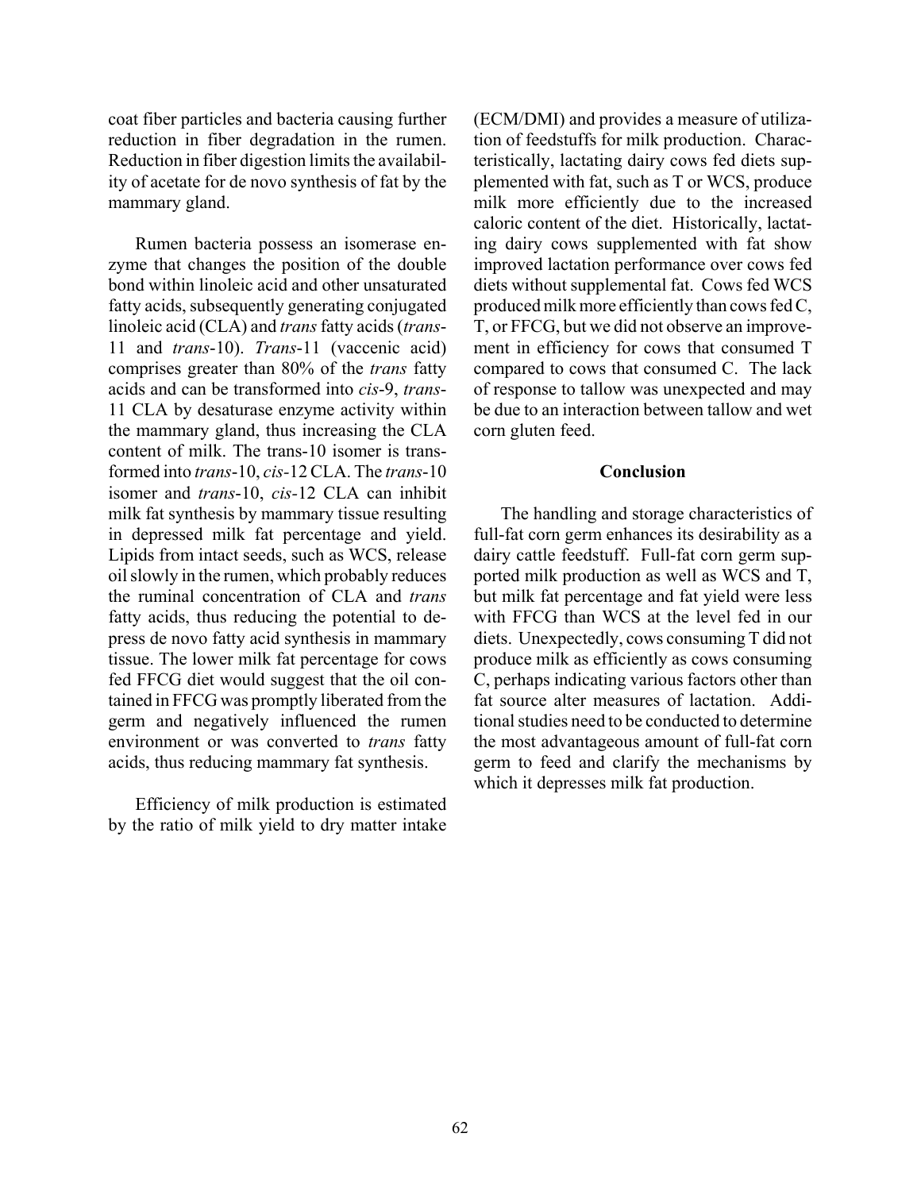coat fiber particles and bacteria causing further reduction in fiber degradation in the rumen. Reduction in fiber digestion limits the availability of acetate for de novo synthesis of fat by the mammary gland.

Rumen bacteria possess an isomerase enzyme that changes the position of the double bond within linoleic acid and other unsaturated fatty acids, subsequently generating conjugated linoleic acid (CLA) and *trans* fatty acids (*trans*-11 and *trans*-10). *Trans*-11 (vaccenic acid) comprises greater than 80% of the *trans* fatty acids and can be transformed into *cis*-9, *trans*-11 CLA by desaturase enzyme activity within the mammary gland, thus increasing the CLA content of milk. The trans-10 isomer is transformed into *trans*-10, *cis*-12 CLA. The *trans*-10 isomer and *trans*-10, *cis*-12 CLA can inhibit milk fat synthesis by mammary tissue resulting in depressed milk fat percentage and yield. Lipids from intact seeds, such as WCS, release oil slowly in the rumen, which probably reduces the ruminal concentration of CLA and *trans* fatty acids, thus reducing the potential to depress de novo fatty acid synthesis in mammary tissue. The lower milk fat percentage for cows fed FFCG diet would suggest that the oil contained in FFCG was promptly liberated from the germ and negatively influenced the rumen environment or was converted to *trans* fatty acids, thus reducing mammary fat synthesis.

Efficiency of milk production is estimated by the ratio of milk yield to dry matter intake (ECM/DMI) and provides a measure of utilization of feedstuffs for milk production. Characteristically, lactating dairy cows fed diets supplemented with fat, such as T or WCS, produce milk more efficiently due to the increased caloric content of the diet. Historically, lactating dairy cows supplemented with fat show improved lactation performance over cows fed diets without supplemental fat. Cows fed WCS produced milk more efficiently than cows fed C, T, or FFCG, but we did not observe an improvement in efficiency for cows that consumed T compared to cows that consumed C. The lack of response to tallow was unexpected and may be due to an interaction between tallow and wet corn gluten feed.

## Conclusion

The handling and storage characteristics of full-fat corn germ enhances its desirability as a dairy cattle feedstuff. Full-fat corn germ supported milk production as well as WCS and T, but milk fat percentage and fat yield were less with FFCG than WCS at the level fed in our diets. Unexpectedly, cows consuming T did not produce milk as efficiently as cows consuming C, perhaps indicating various factors other than fat source alter measures of lactation. Additional studies need to be conducted to determine the most advantageous amount of full-fat corn germ to feed and clarify the mechanisms by which it depresses milk fat production.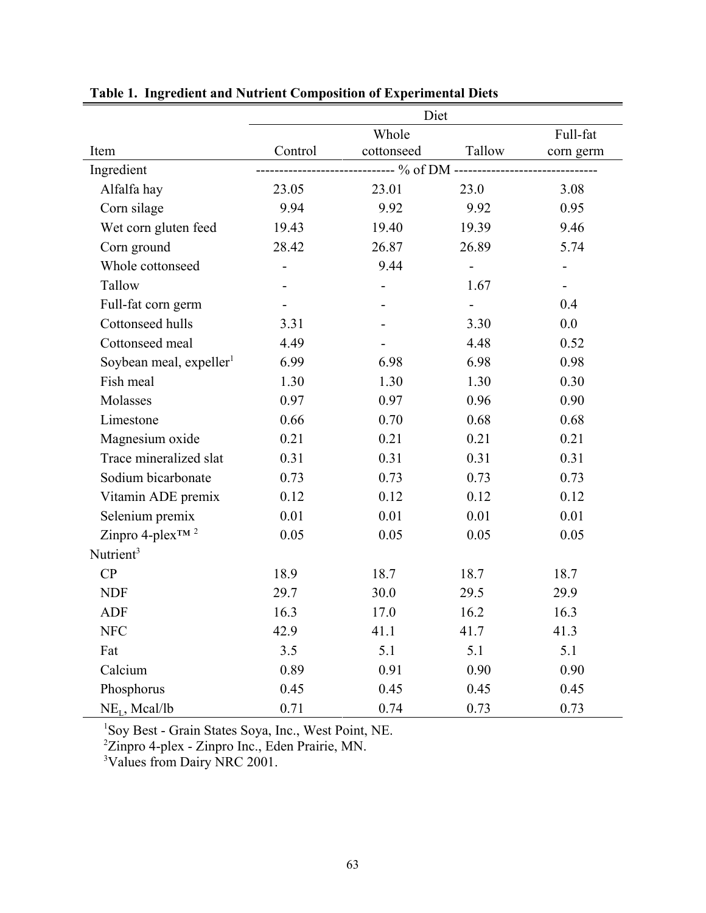**Table 1. Ingredient and Nutrient Composition of Experimental Diets**

| | Diet | | | |
|---|---|---|---|---|
| Item | Control | Whole cottonseed | Tallow | Full-fat corn germ |
| Ingredient | ---------------------------- | % of DM | ---------------------------- | |
| Alfalfa hay | 23.05 | 23.01 | 23.0 | 3.08 |
| Corn silage | 9.94 | 9.92 | 9.92 | 0.95 |
| Wet corn gluten feed | 19.43 | 19.40 | 19.39 | 9.46 |
| Corn ground | 28.42 | 26.87 | 26.89 | 5.74 |
| Whole cottonseed | - | 9.44 | - | - |
| Tallow | - | - | 1.67 | - |
| Full-fat corn germ | - | - | - | 0.4 |
| Cottonseed hulls | 3.31 | - | 3.30 | 0.0 |
| Cottonseed meal | 4.49 | - | 4.48 | 0.52 |
| Soybean meal, expeller[1] | 6.99 | 6.98 | 6.98 | 0.98 |
| Fish meal | 1.30 | 1.30 | 1.30 | 0.30 |
| Molasses | 0.97 | 0.97 | 0.96 | 0.90 |
| Limestone | 0.66 | 0.70 | 0.68 | 0.68 |
| Magnesium oxide | 0.21 | 0.21 | 0.21 | 0.21 |
| Trace mineralized slat | 0.31 | 0.31 | 0.31 | 0.31 |
| Sodium bicarbonate | 0.73 | 0.73 | 0.73 | 0.73 |
| Vitamin ADE premix | 0.12 | 0.12 | 0.12 | 0.12 |
| Selenium premix | 0.01 | 0.01 | 0.01 | 0.01 |
| Zinpro 4-plex™ [2] | 0.05 | 0.05 | 0.05 | 0.05 |
| Nutrient[3] | | | | |
| CP | 18.9 | 18.7 | 18.7 | 18.7 |
| NDF | 29.7 | 30.0 | 29.5 | 29.9 |
| ADF | 16.3 | 17.0 | 16.2 | 16.3 |
| NFC | 42.9 | 41.1 | 41.7 | 41.3 |
| Fat | 3.5 | 5.1 | 5.1 | 5.1 |
| Calcium | 0.89 | 0.91 | 0.90 | 0.90 |
| Phosphorus | 0.45 | 0.45 | 0.45 | 0.45 |
| $NE_L$, Mcal/lb | 0.71 | 0.74 | 0.73 | 0.73 |

[1]Soy Best - Grain States Soya, Inc., West Point, NE.
[2]Zinpro 4-plex - Zinpro Inc., Eden Prairie, MN.
[3]Values from Dairy NRC 2001.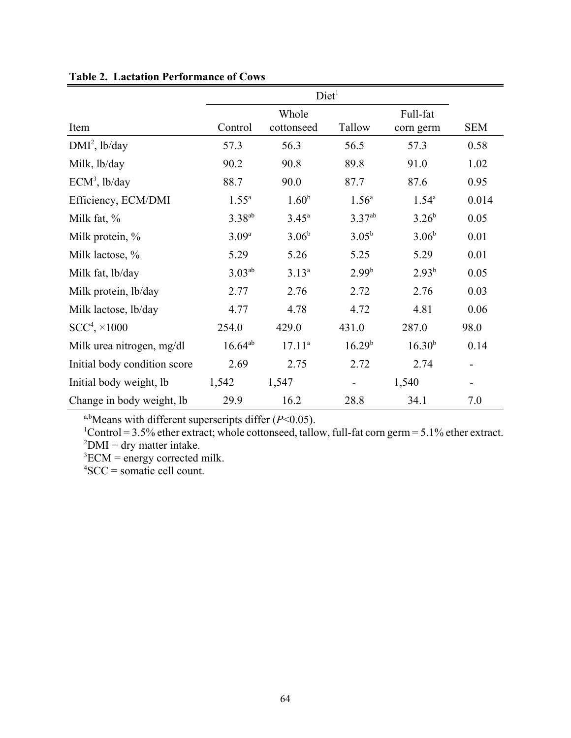**Table 2. Lactation Performance of Cows**

| | Diet[1] | | | | |
|---|---|---|---|---|---|
| Item | Control | Whole cottonseed | Tallow | Full-fat corn germ | SEM |
| DMI[2], lb/day | 57.3 | 56.3 | 56.5 | 57.3 | 0.58 |
| Milk, lb/day | 90.2 | 90.8 | 89.8 | 91.0 | 1.02 |
| ECM[3], lb/day | 88.7 | 90.0 | 87.7 | 87.6 | 0.95 |
| Efficiency, ECM/DMI | 1.55[a] | 1.60[b] | 1.56[a] | 1.54[a] | 0.014 |
| Milk fat, % | 3.38[ab] | 3.45[a] | 3.37[ab] | 3.26[b] | 0.05 |
| Milk protein, % | 3.09[a] | 3.06[b] | 3.05[b] | 3.06[b] | 0.01 |
| Milk lactose, % | 5.29 | 5.26 | 5.25 | 5.29 | 0.01 |
| Milk fat, lb/day | 3.03[ab] | 3.13[a] | 2.99[b] | 2.93[b] | 0.05 |
| Milk protein, lb/day | 2.77 | 2.76 | 2.72 | 2.76 | 0.03 |
| Milk lactose, lb/day | 4.77 | 4.78 | 4.72 | 4.81 | 0.06 |
| SCC[4], ×1000 | 254.0 | 429.0 | 431.0 | 287.0 | 98.0 |
| Milk urea nitrogen, mg/dl | 16.64[ab] | 17.11[a] | 16.29[b] | 16.30[b] | 0.14 |
| Initial body condition score | 2.69 | 2.75 | 2.72 | 2.74 | - |
| Initial body weight, lb | 1,542 | 1,547 | - | 1,540 | - |
| Change in body weight, lb | 29.9 | 16.2 | 28.8 | 34.1 | 7.0 |

[a,b]Means with different superscripts differ ($P$<0.05).
[1]Control = 3.5% ether extract; whole cottonseed, tallow, full-fat corn germ = 5.1% ether extract.
[2]DMI = dry matter intake.
[3]ECM = energy corrected milk.
[4]SCC = somatic cell count.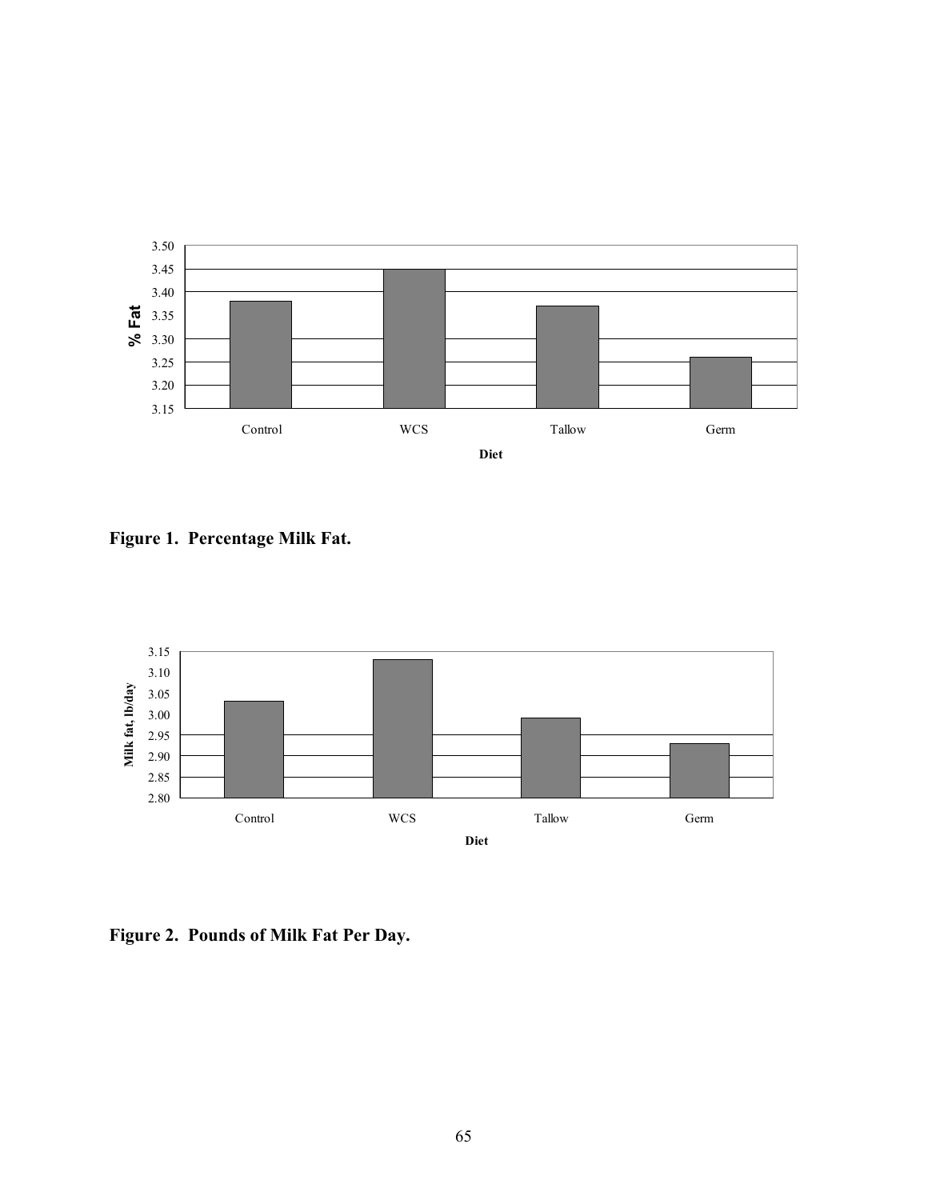3.50
3.45
3.40
3.35
3.30
3.25
3.20
3.15

% Fat

Control
WCS
Tallow
Germ

Diet

**Figure 1. Percentage Milk Fat.**

3.15
3.10
3.05
3.00
2.95
2.90
2.85
2.80

Milk fat, lb/day

Control
WCS
Tallow
Germ

Diet

**Figure 2. Pounds of Milk Fat Per Day.**